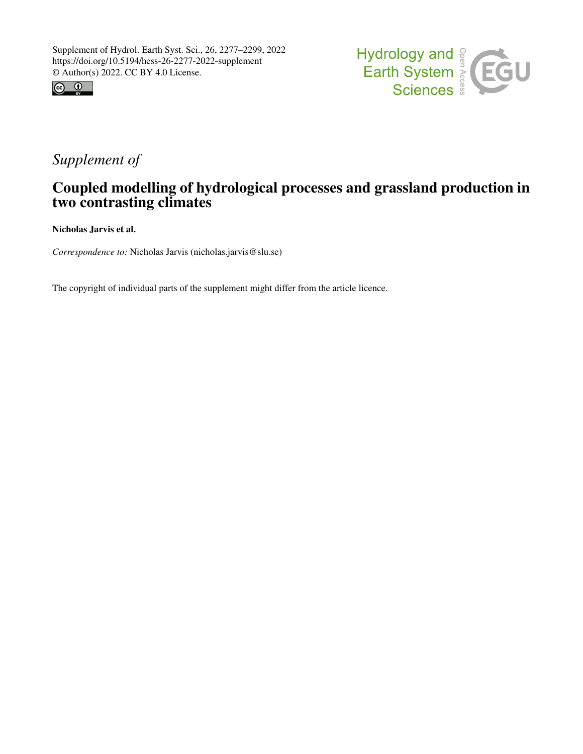Supplement of Hydrol. Earth Syst. Sci., 26, 2277–2299, 2022
https://doi.org/10.5194/hess-26-2277-2022-supplement
© Author(s) 2022. CC BY 4.0 License.

*Supplement of*

# Coupled modelling of hydrological processes and grassland production in two contrasting climates

**Nicholas Jarvis et al.**

*Correspondence to:* Nicholas Jarvis (nicholas.jarvis@slu.se)

The copyright of individual parts of the supplement might differ from the article licence.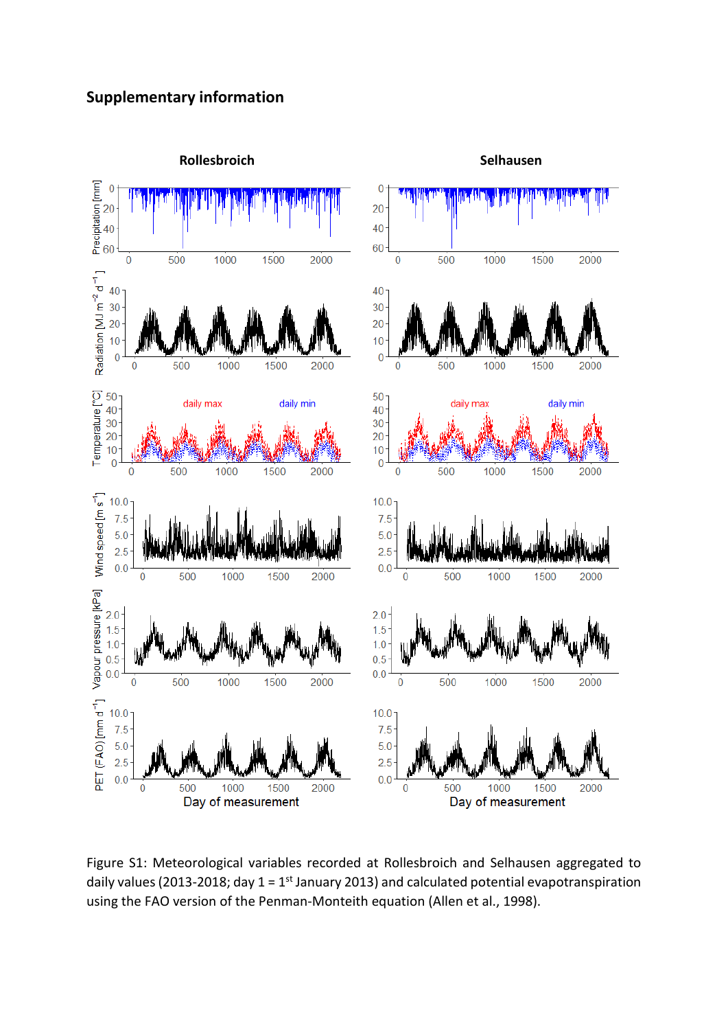## Supplementary information

Figure S1: Meteorological variables recorded at Rollesbroich and Selhausen aggregated to daily values (2013-2018; day 1 = 1st January 2013) and calculated potential evapotranspiration using the FAO version of the Penman-Monteith equation (Allen et al., 1998).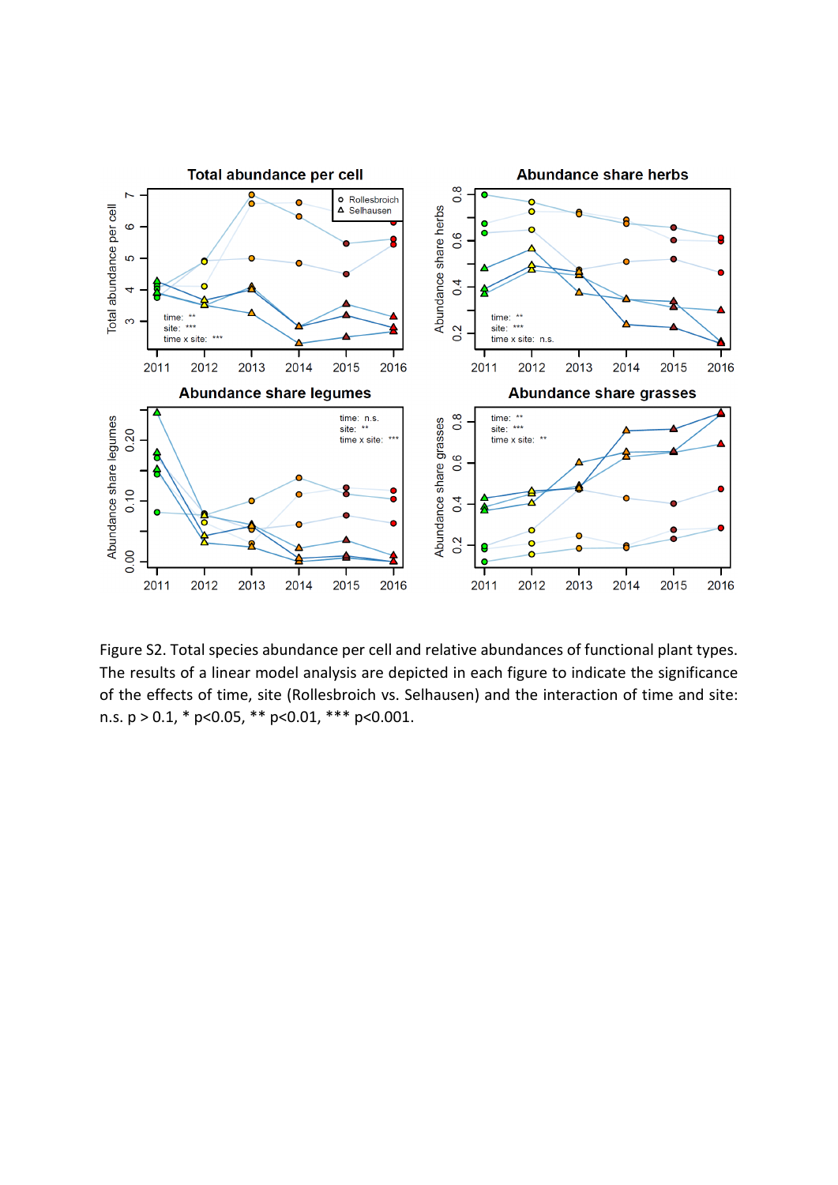Figure S2. Total species abundance per cell and relative abundances of functional plant types. The results of a linear model analysis are depicted in each figure to indicate the significance of the effects of time, site (Rollesbroich vs. Selhausen) and the interaction of time and site: n.s. p > 0.1, * p<0.05, ** p<0.01, *** p<0.001.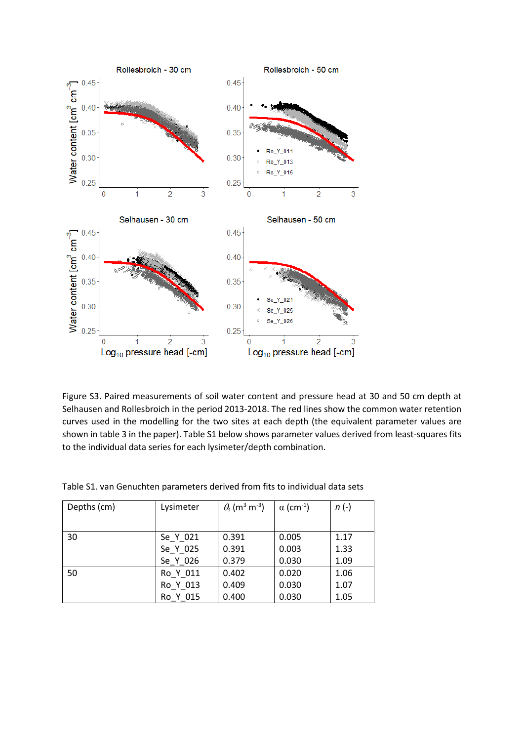Figure S3. Paired measurements of soil water content and pressure head at 30 and 50 cm depth at Selhausen and Rollesbroich in the period 2013-2018. The red lines show the common water retention curves used in the modelling for the two sites at each depth (the equivalent parameter values are shown in table 3 in the paper). Table S1 below shows parameter values derived from least-squares fits to the individual data series for each lysimeter/depth combination.

Table S1. van Genuchten parameters derived from fits to individual data sets

| Depths (cm) | Lysimeter | $\theta_s$ ($m^3$ $m^{-3}$) | $\alpha$ ($cm^{-1}$) | $n$ (-) |
|---|---|---|---|---|
| 30 | Se_Y_021 | 0.391 | 0.005 | 1.17 |
| | Se_Y_025 | 0.391 | 0.003 | 1.33 |
| | Se_Y_026 | 0.379 | 0.030 | 1.09 |
| 50 | Ro_Y_011 | 0.402 | 0.020 | 1.06 |
| | Ro_Y_013 | 0.409 | 0.030 | 1.07 |
| | Ro_Y_015 | 0.400 | 0.030 | 1.05 |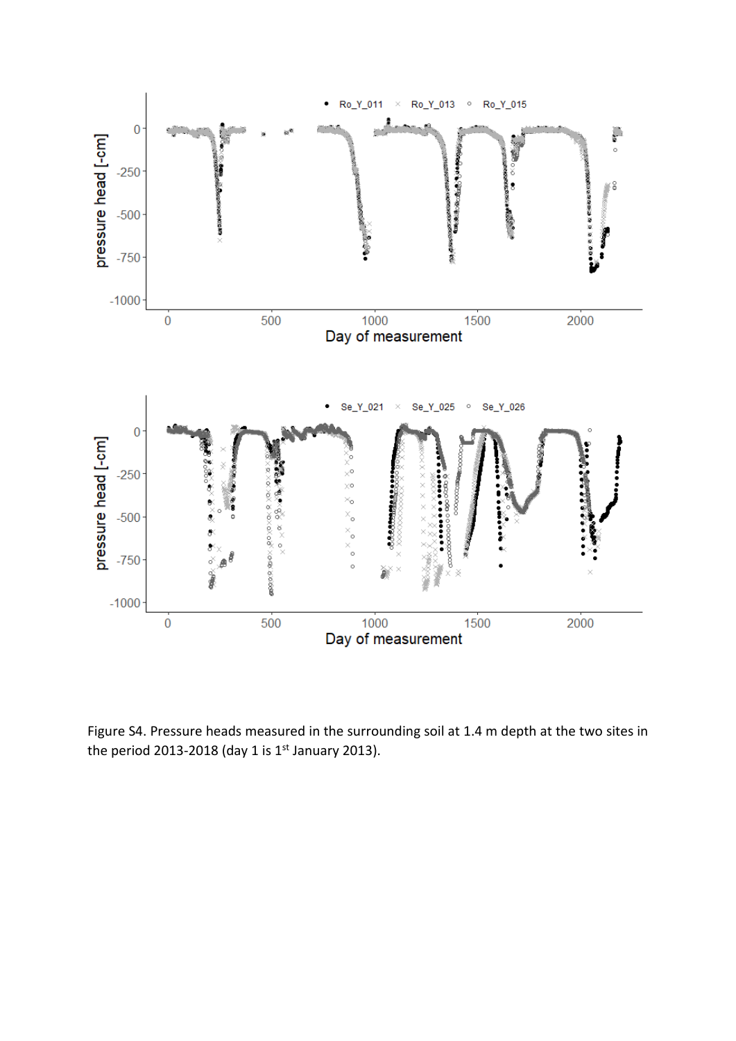Figure S4. Pressure heads measured in the surrounding soil at 1.4 m depth at the two sites in the period 2013-2018 (day 1 is 1st January 2013).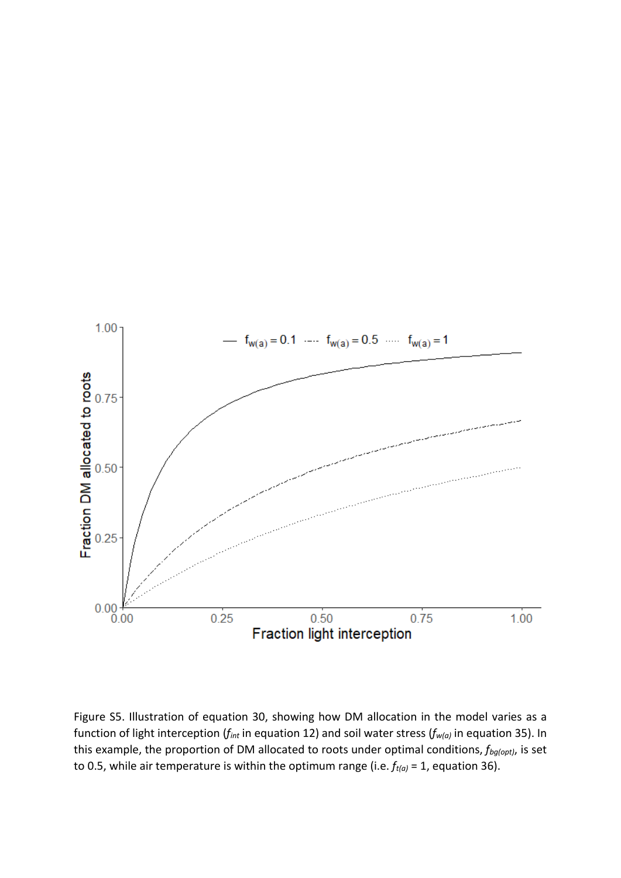Figure S5. Illustration of equation 30, showing how DM allocation in the model varies as a function of light interception ($f_{int}$ in equation 12) and soil water stress ($f_{w(a)}$ in equation 35). In this example, the proportion of DM allocated to roots under optimal conditions, $f_{bg(opt)}$, is set to 0.5, while air temperature is within the optimum range (i.e. $f_{t(a)}$ = 1, equation 36).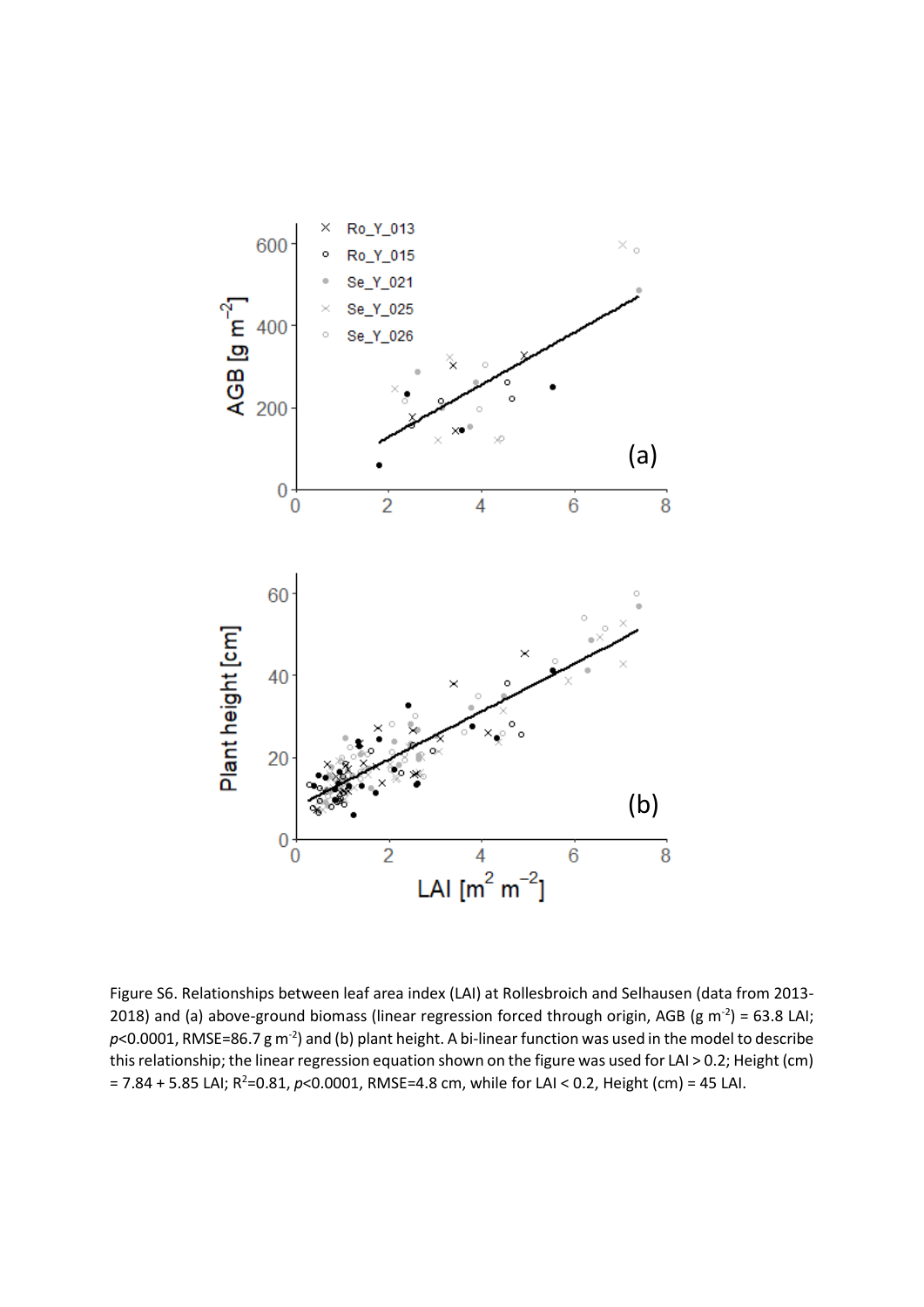Figure S6. Relationships between leaf area index (LAI) at Rollesbroich and Selhausen (data from 2013-2018) and (a) above-ground biomass (linear regression forced through origin, AGB (g $m^{-2}$) = 63.8 LAI; $p<0.0001$, RMSE=86.7 g $m^{-2}$) and (b) plant height. A bi-linear function was used in the model to describe this relationship; the linear regression equation shown on the figure was used for LAI > 0.2; Height (cm) = 7.84 + 5.85 LAI; $R^2$=0.81, $p<0.0001$, RMSE=4.8 cm, while for LAI < 0.2, Height (cm) = 45 LAI.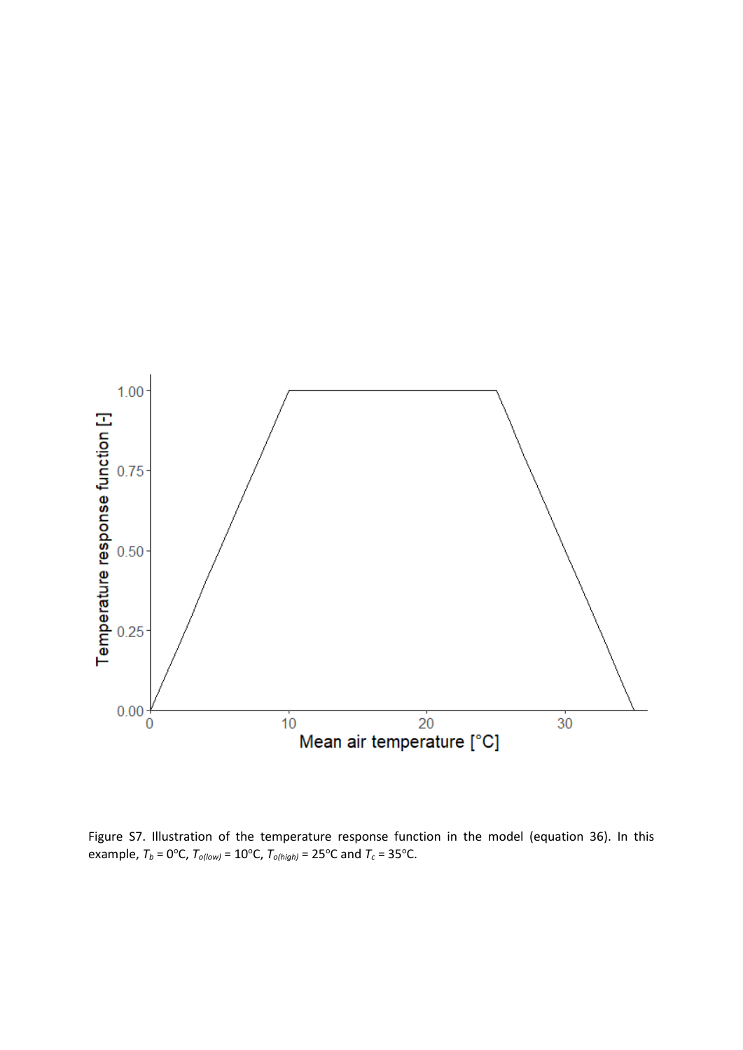Figure S7. Illustration of the temperature response function in the model (equation 36). In this example, $T_b$ = 0°C, $T_{o(low)}$ = 10°C, $T_{o(high)}$ = 25°C and $T_c$ = 35°C.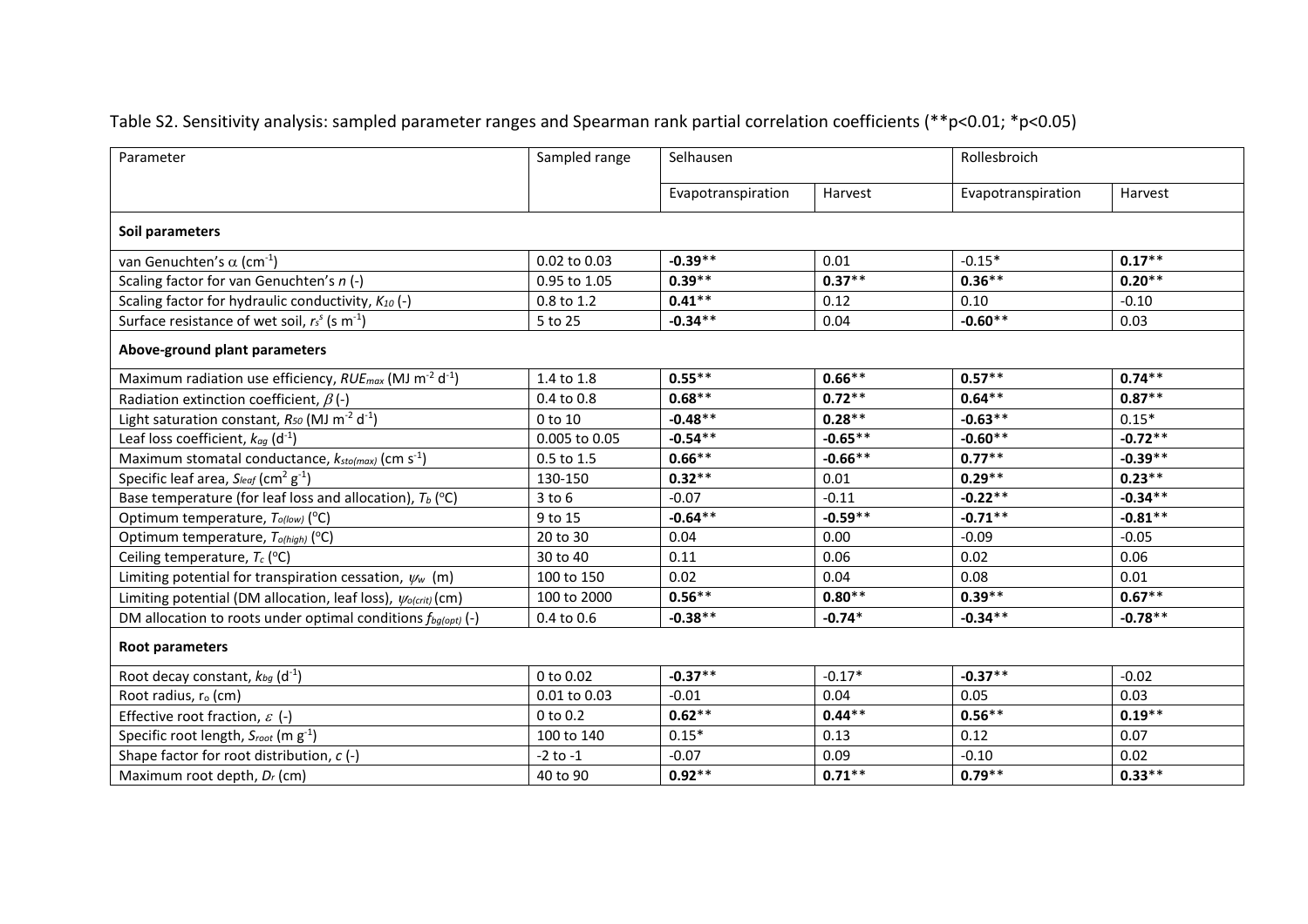Table S2. Sensitivity analysis: sampled parameter ranges and Spearman rank partial correlation coefficients (**p<0.01; *p<0.05)

| Parameter | Sampled range | Selhausen | | Rollesbroich | |
|---|---|---|---|---|---|
| | | Evapotranspiration | Harvest | Evapotranspiration | Harvest |
| **Soil parameters** | | | | | |
| van Genuchten's $\alpha$ ($cm^{-1}$) | 0.02 to 0.03 | **-0.39**** | 0.01 | -0.15* | **0.17**** |
| Scaling factor for van Genuchten's $n$ (-) | 0.95 to 1.05 | **0.39**** | **0.37**** | **0.36**** | **0.20**** |
| Scaling factor for hydraulic conductivity, $K_{10}$ (-) | 0.8 to 1.2 | **0.41**** | 0.12 | 0.10 | -0.10 |
| Surface resistance of wet soil, $r_s^s$ (s $m^{-1}$) | 5 to 25 | **-0.34**** | 0.04 | **-0.60**** | 0.03 |
| **Above-ground plant parameters** | | | | | |
| Maximum radiation use efficiency, $RUE_{max}$ (MJ $m^{-2}$ $d^{-1}$) | 1.4 to 1.8 | **0.55**** | **0.66**** | **0.57**** | **0.74**** |
| Radiation extinction coefficient, $\beta$ (-) | 0.4 to 0.8 | **0.68**** | **0.72**** | **0.64**** | **0.87**** |
| Light saturation constant, $R_{50}$ (MJ $m^{-2}$ $d^{-1}$) | 0 to 10 | **-0.48**** | **0.28**** | **-0.63**** | 0.15* |
| Leaf loss coefficient, $k_{ag}$ ($d^{-1}$) | 0.005 to 0.05 | **-0.54**** | **-0.65**** | **-0.60**** | **-0.72**** |
| Maximum stomatal conductance, $k_{sto(max)}$ (cm $s^{-1}$) | 0.5 to 1.5 | **0.66**** | **-0.66**** | **0.77**** | **-0.39**** |
| Specific leaf area, $S_{leaf}$ ($cm^2$ $g^{-1}$) | 130-150 | **0.32**** | 0.01 | **0.29**** | **0.23**** |
| Base temperature (for leaf loss and allocation), $T_b$ (°C) | 3 to 6 | -0.07 | -0.11 | **-0.22**** | **-0.34**** |
| Optimum temperature, $T_{o(low)}$ (°C) | 9 to 15 | **-0.64**** | **-0.59**** | **-0.71**** | **-0.81**** |
| Optimum temperature, $T_{o(high)}$ (°C) | 20 to 30 | 0.04 | 0.00 | -0.09 | -0.05 |
| Ceiling temperature, $T_c$ (°C) | 30 to 40 | 0.11 | 0.06 | 0.02 | 0.06 |
| Limiting potential for transpiration cessation, $\psi_w$ (m) | 100 to 150 | 0.02 | 0.04 | 0.08 | 0.01 |
| Limiting potential (DM allocation, leaf loss), $\psi_{o(crit)}$ (cm) | 100 to 2000 | **0.56**** | **0.80**** | **0.39**** | **0.67**** |
| DM allocation to roots under optimal conditions $f_{bg(opt)}$ (-) | 0.4 to 0.6 | **-0.38**** | **-0.74*** | **-0.34**** | **-0.78**** |
| **Root parameters** | | | | | |
| Root decay constant, $k_{bg}$ ($d^{-1}$) | 0 to 0.02 | **-0.37**** | -0.17* | **-0.37**** | -0.02 |
| Root radius, $r_o$ (cm) | 0.01 to 0.03 | -0.01 | 0.04 | 0.05 | 0.03 |
| Effective root fraction, $\varepsilon$ (-) | 0 to 0.2 | **0.62**** | **0.44**** | **0.56**** | **0.19**** |
| Specific root length, $S_{root}$ (m $g^{-1}$) | 100 to 140 | 0.15* | 0.13 | 0.12 | 0.07 |
| Shape factor for root distribution, $c$ (-) | -2 to -1 | -0.07 | 0.09 | -0.10 | 0.02 |
| Maximum root depth, $D_r$ (cm) | 40 to 90 | **0.92**** | **0.71**** | **0.79**** | **0.33**** |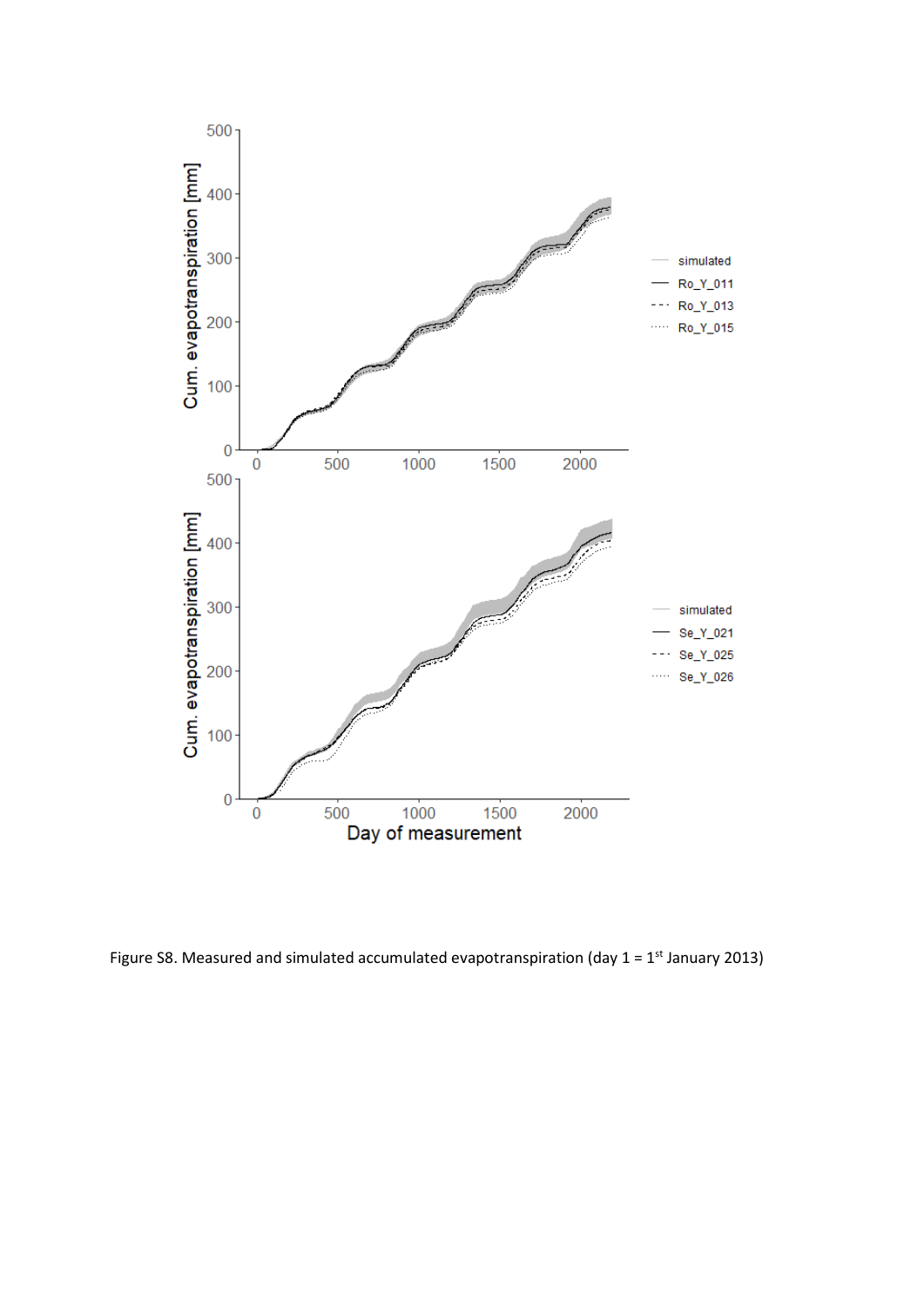Figure S8. Measured and simulated accumulated evapotranspiration (day 1 = 1st January 2013)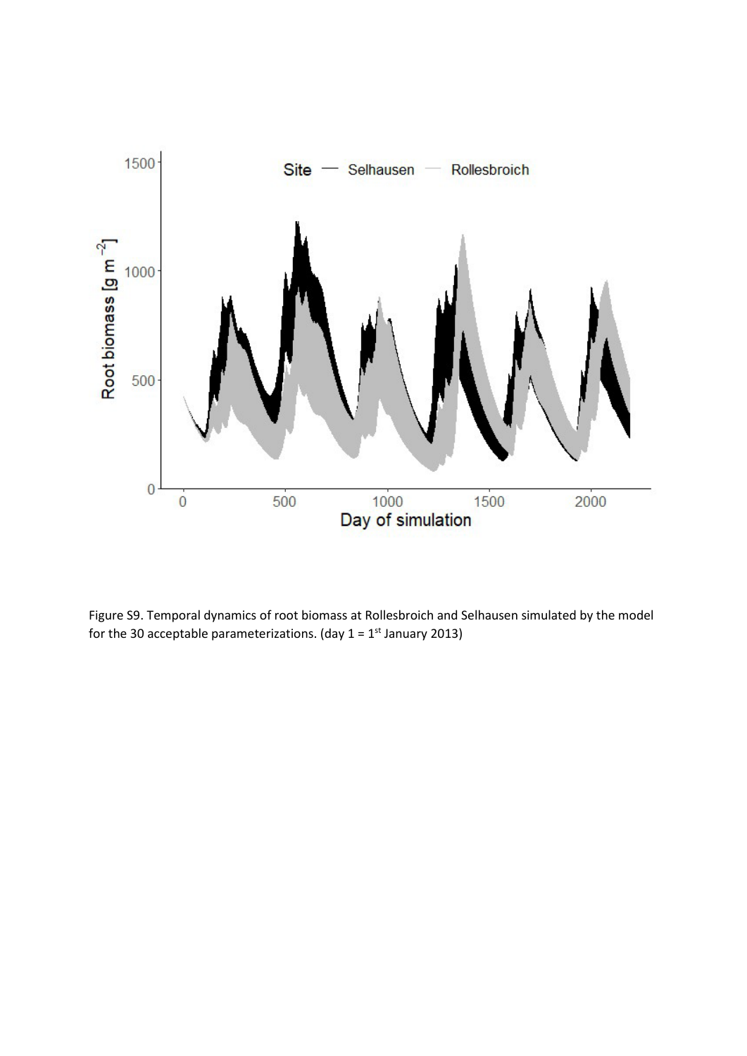Site — Selhausen — Rollesbroich

Root biomass [g m $^{-2}$]

1500

1000

500

0

0 500 1000 1500 2000

Day of simulation

Figure S9. Temporal dynamics of root biomass at Rollesbroich and Selhausen simulated by the model for the 30 acceptable parameterizations. (day 1 = 1[st] January 2013)